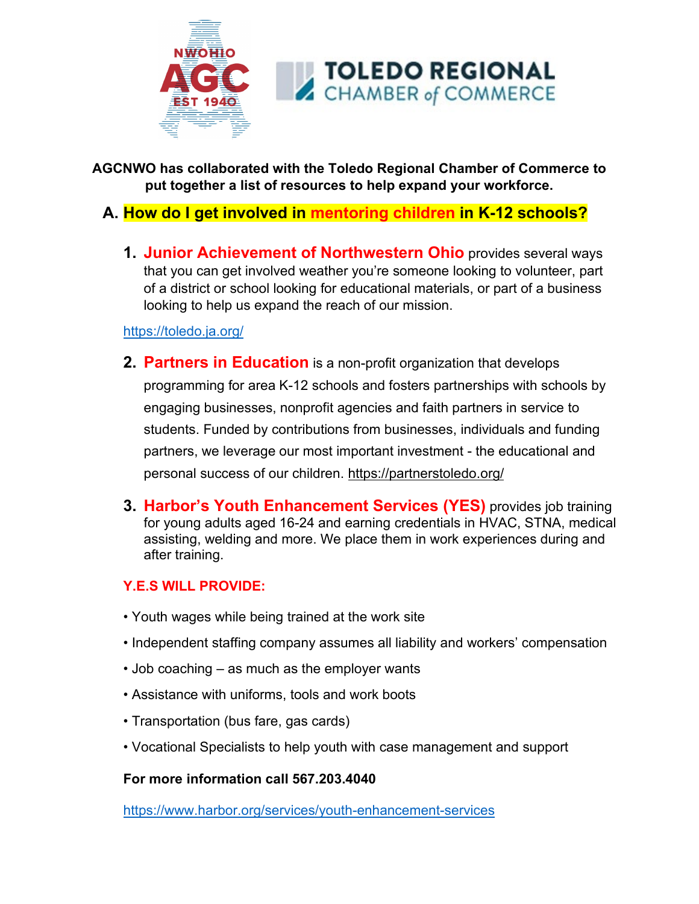**AGCNWO has collaborated with the Toledo Regional Chamber of Commerce to put together a list of resources to help expand your workforce.**

## A. How do I get involved in mentoring children in K-12 schools?

1. **Junior Achievement of Northwestern Ohio** provides several ways that you can get involved weather you're someone looking to volunteer, part of a district or school looking for educational materials, or part of a business looking to help us expand the reach of our mission.

https://toledo.ja.org/

2. **Partners in Education** is a non-profit organization that develops programming for area K-12 schools and fosters partnerships with schools by engaging businesses, nonprofit agencies and faith partners in service to students. Funded by contributions from businesses, individuals and funding partners, we leverage our most important investment - the educational and personal success of our children. https://partnerstoledo.org/

3. **Harbor's Youth Enhancement Services (YES)** provides job training for young adults aged 16-24 and earning credentials in HVAC, STNA, medical assisting, welding and more. We place them in work experiences during and after training.

**Y.E.S WILL PROVIDE:**

- Youth wages while being trained at the work site
- Independent staffing company assumes all liability and workers' compensation
- Job coaching – as much as the employer wants
- Assistance with uniforms, tools and work boots
- Transportation (bus fare, gas cards)
- Vocational Specialists to help youth with case management and support

**For more information call 567.203.4040**

https://www.harbor.org/services/youth-enhancement-services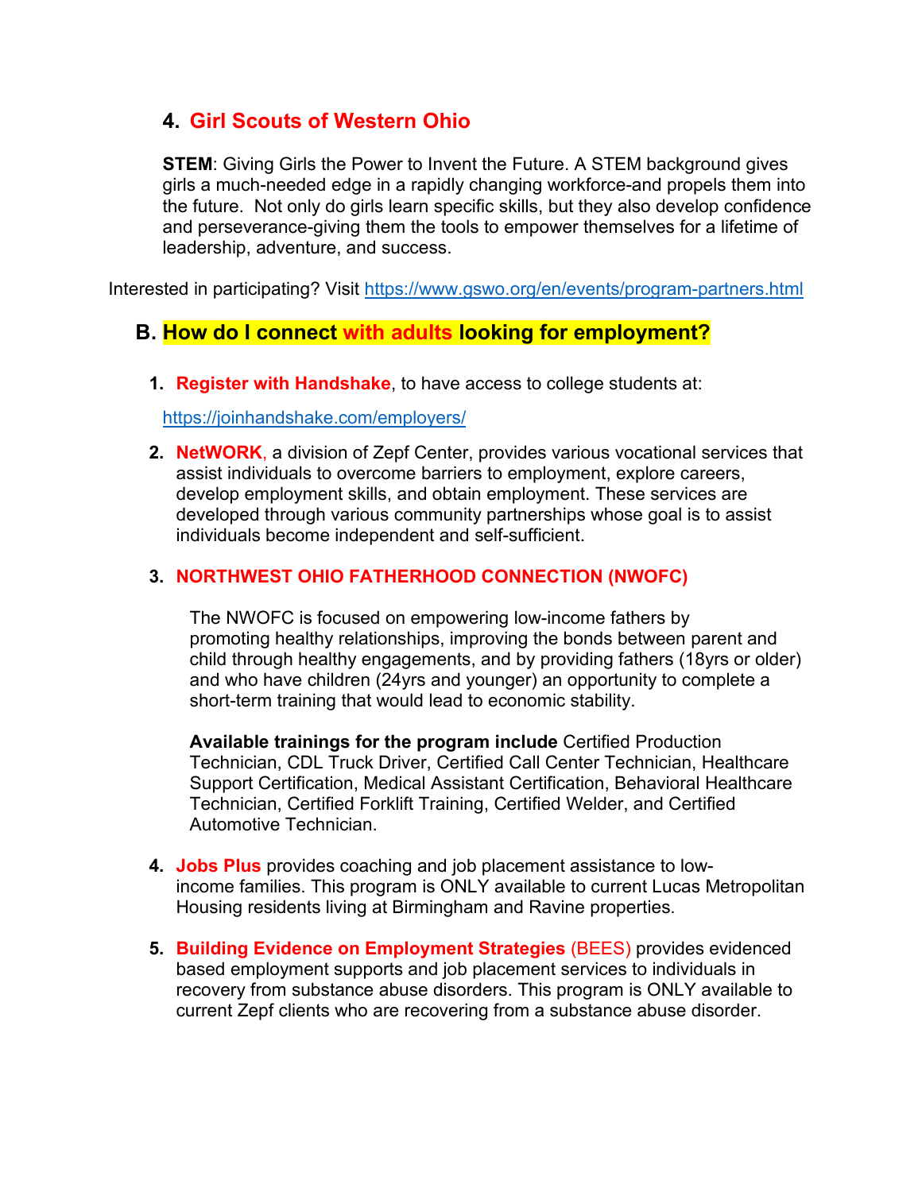### 4. Girl Scouts of Western Ohio

**STEM**: Giving Girls the Power to Invent the Future. A STEM background gives girls a much-needed edge in a rapidly changing workforce-and propels them into the future. Not only do girls learn specific skills, but they also develop confidence and perseverance-giving them the tools to empower themselves for a lifetime of leadership, adventure, and success.

Interested in participating? Visit https://www.gswo.org/en/events/program-partners.html

## B. How do I connect with adults looking for employment?

1. **Register with Handshake**, to have access to college students at:

   https://joinhandshake.com/employers/

2. **NetWORK**, a division of Zepf Center, provides various vocational services that assist individuals to overcome barriers to employment, explore careers, develop employment skills, and obtain employment. These services are developed through various community partnerships whose goal is to assist individuals become independent and self-sufficient.

3. **NORTHWEST OHIO FATHERHOOD CONNECTION (NWOFC)**

   The NWOFC is focused on empowering low-income fathers by promoting healthy relationships, improving the bonds between parent and child through healthy engagements, and by providing fathers (18yrs or older) and who have children (24yrs and younger) an opportunity to complete a short-term training that would lead to economic stability.

   **Available trainings for the program include** Certified Production Technician, CDL Truck Driver, Certified Call Center Technician, Healthcare Support Certification, Medical Assistant Certification, Behavioral Healthcare Technician, Certified Forklift Training, Certified Welder, and Certified Automotive Technician.

4. **Jobs Plus** provides coaching and job placement assistance to low-income families. This program is ONLY available to current Lucas Metropolitan Housing residents living at Birmingham and Ravine properties.

5. **Building Evidence on Employment Strategies** (BEES) provides evidenced based employment supports and job placement services to individuals in recovery from substance abuse disorders. This program is ONLY available to current Zepf clients who are recovering from a substance abuse disorder.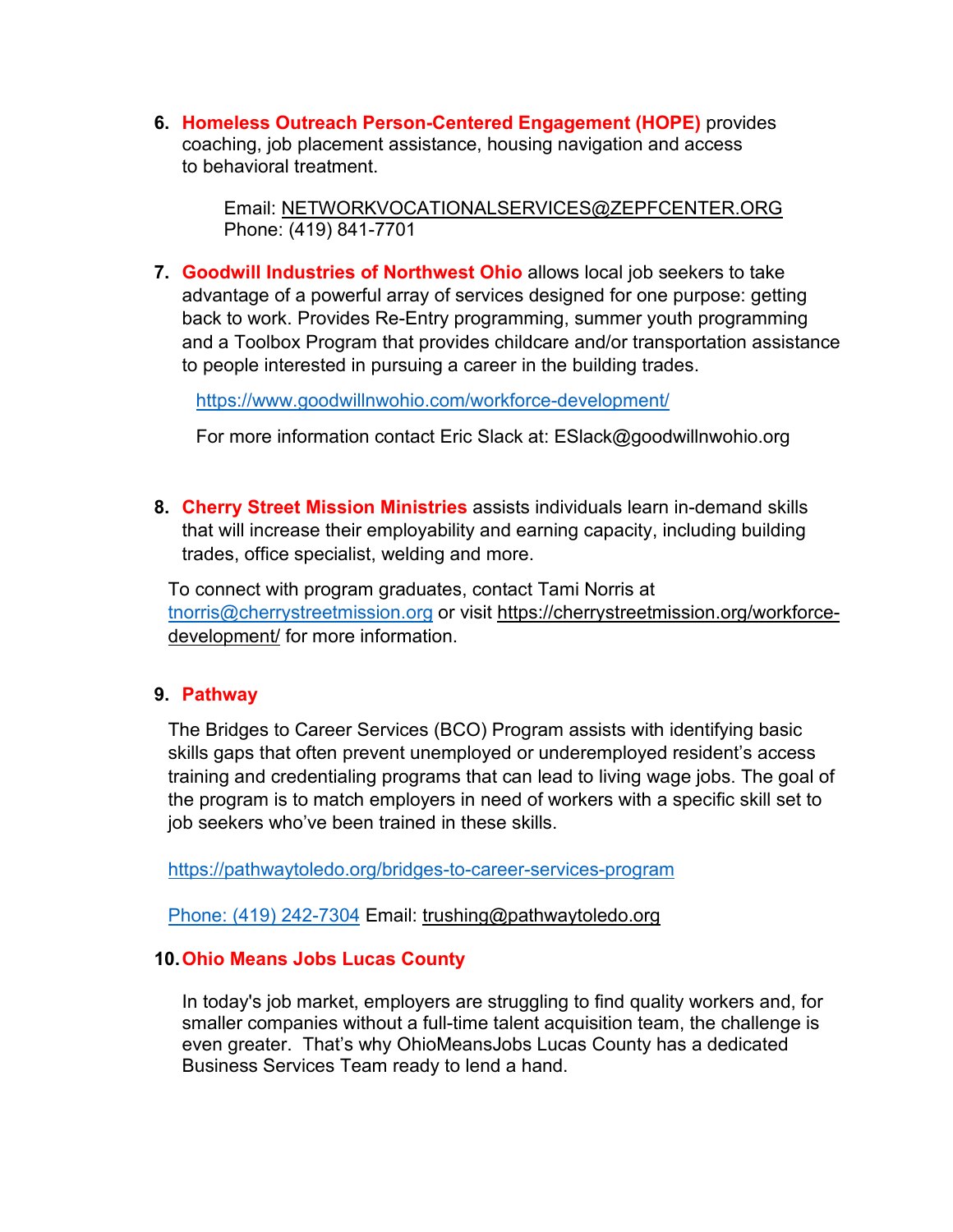6. **Homeless Outreach Person-Centered Engagement (HOPE)** provides coaching, job placement assistance, housing navigation and access to behavioral treatment.

   Email: NETWORKVOCATIONALSERVICES@ZEPFCENTER.ORG
   Phone: (419) 841-7701

7. **Goodwill Industries of Northwest Ohio** allows local job seekers to take advantage of a powerful array of services designed for one purpose: getting back to work. Provides Re-Entry programming, summer youth programming and a Toolbox Program that provides childcare and/or transportation assistance to people interested in pursuing a career in the building trades.

   https://www.goodwillnwohio.com/workforce-development/

   For more information contact Eric Slack at: ESlack@goodwillnwohio.org

8. **Cherry Street Mission Ministries** assists individuals learn in-demand skills that will increase their employability and earning capacity, including building trades, office specialist, welding and more.

   To connect with program graduates, contact Tami Norris at tnorris@cherrystreetmission.org or visit https://cherrystreetmission.org/workforce-development/ for more information.

9. **Pathway**

   The Bridges to Career Services (BCO) Program assists with identifying basic skills gaps that often prevent unemployed or underemployed resident's access training and credentialing programs that can lead to living wage jobs. The goal of the program is to match employers in need of workers with a specific skill set to job seekers who've been trained in these skills.

   https://pathwaytoledo.org/bridges-to-career-services-program

   Phone: (419) 242-7304 Email: trushing@pathwaytoledo.org

10. **Ohio Means Jobs Lucas County**

    In today's job market, employers are struggling to find quality workers and, for smaller companies without a full-time talent acquisition team, the challenge is even greater. That's why OhioMeansJobs Lucas County has a dedicated Business Services Team ready to lend a hand.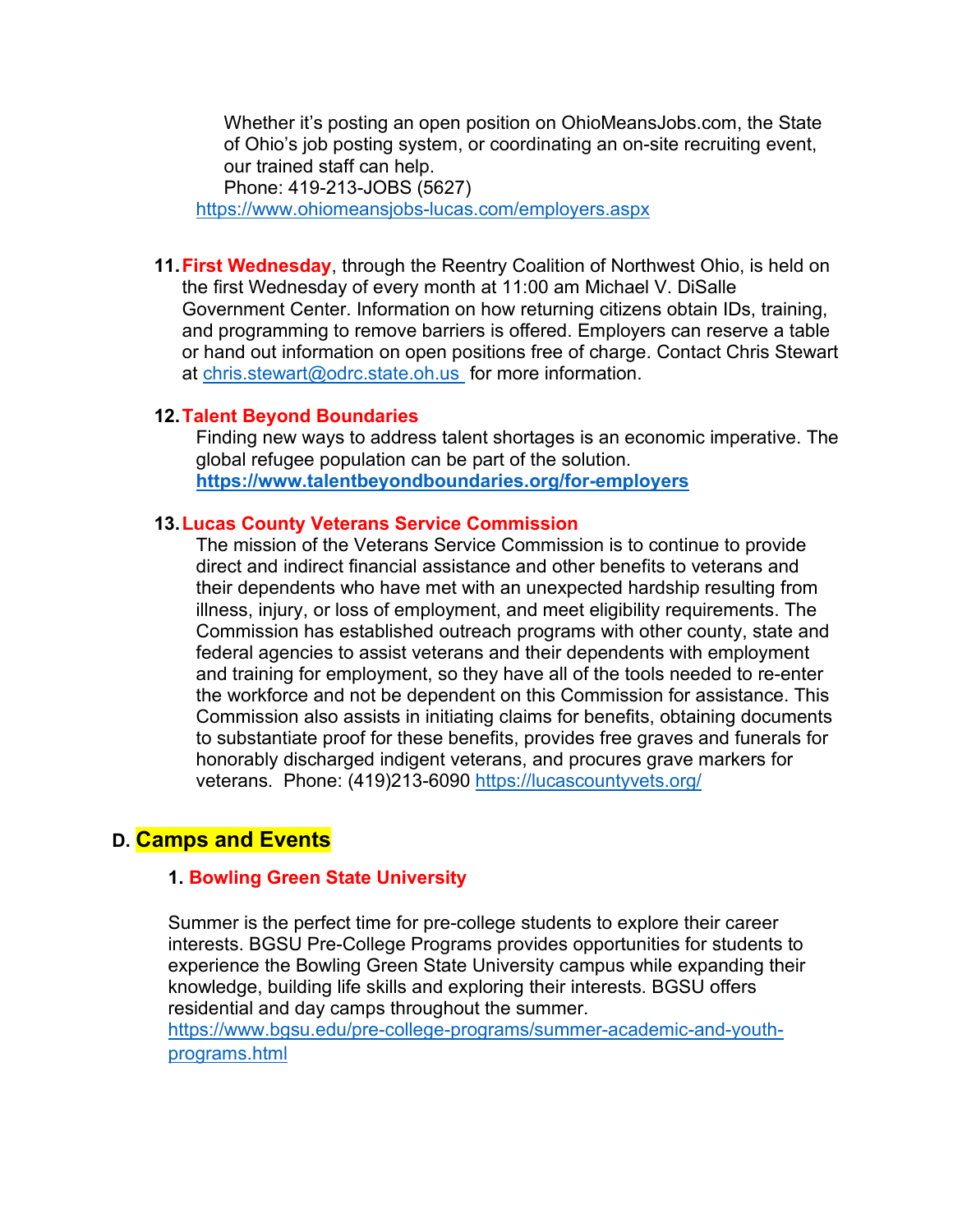Whether it's posting an open position on OhioMeansJobs.com, the State of Ohio's job posting system, or coordinating an on-site recruiting event, our trained staff can help.
Phone: 419-213-JOBS (5627)
https://www.ohiomeansjobs-lucas.com/employers.aspx

11. **First Wednesday**, through the Reentry Coalition of Northwest Ohio, is held on the first Wednesday of every month at 11:00 am Michael V. DiSalle Government Center. Information on how returning citizens obtain IDs, training, and programming to remove barriers is offered. Employers can reserve a table or hand out information on open positions free of charge. Contact Chris Stewart at chris.stewart@odrc.state.oh.us for more information.

12. **Talent Beyond Boundaries**
    Finding new ways to address talent shortages is an economic imperative. The global refugee population can be part of the solution.
    **https://www.talentbeyondboundaries.org/for-employers**

13. **Lucas County Veterans Service Commission**
    The mission of the Veterans Service Commission is to continue to provide direct and indirect financial assistance and other benefits to veterans and their dependents who have met with an unexpected hardship resulting from illness, injury, or loss of employment, and meet eligibility requirements. The Commission has established outreach programs with other county, state and federal agencies to assist veterans and their dependents with employment and training for employment, so they have all of the tools needed to re-enter the workforce and not be dependent on this Commission for assistance. This Commission also assists in initiating claims for benefits, obtaining documents to substantiate proof for these benefits, provides free graves and funerals for honorably discharged indigent veterans, and procures grave markers for veterans. Phone: (419)213-6090 https://lucascountyvets.org/

## D. Camps and Events

### 1. Bowling Green State University

Summer is the perfect time for pre-college students to explore their career interests. BGSU Pre-College Programs provides opportunities for students to experience the Bowling Green State University campus while expanding their knowledge, building life skills and exploring their interests. BGSU offers residential and day camps throughout the summer.
https://www.bgsu.edu/pre-college-programs/summer-academic-and-youth-programs.html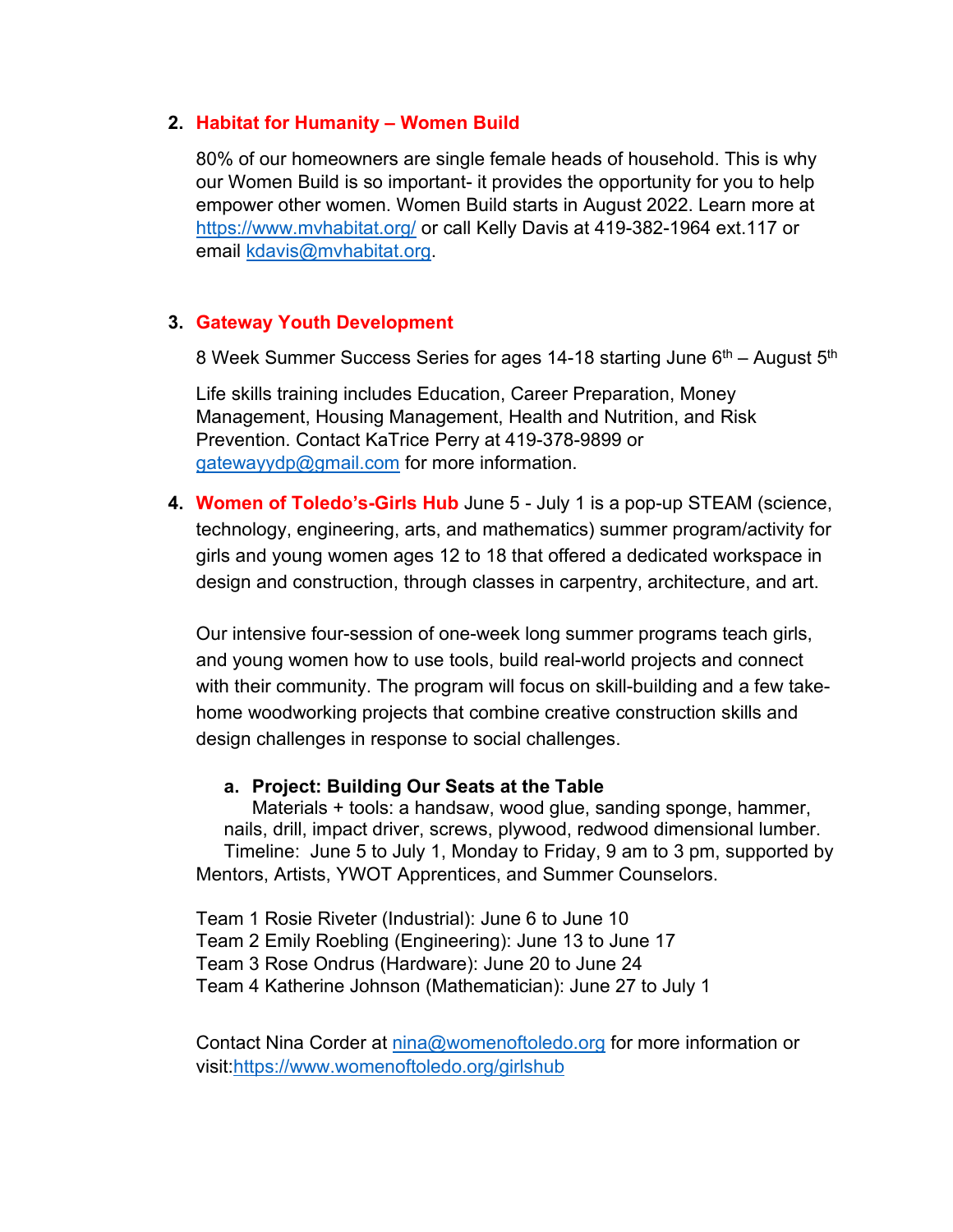2. **Habitat for Humanity – Women Build**

   80% of our homeowners are single female heads of household. This is why our Women Build is so important- it provides the opportunity for you to help empower other women. Women Build starts in August 2022. Learn more at https://www.mvhabitat.org/ or call Kelly Davis at 419-382-1964 ext.117 or email kdavis@mvhabitat.org.

3. **Gateway Youth Development**

   8 Week Summer Success Series for ages 14-18 starting June 6th – August 5th

   Life skills training includes Education, Career Preparation, Money Management, Housing Management, Health and Nutrition, and Risk Prevention. Contact KaTrice Perry at 419-378-9899 or gatewayydp@gmail.com for more information.

4. **Women of Toledo's-Girls Hub** June 5 - July 1 is a pop-up STEAM (science, technology, engineering, arts, and mathematics) summer program/activity for girls and young women ages 12 to 18 that offered a dedicated workspace in design and construction, through classes in carpentry, architecture, and art.

   Our intensive four-session of one-week long summer programs teach girls, and young women how to use tools, build real-world projects and connect with their community. The program will focus on skill-building and a few take-home woodworking projects that combine creative construction skills and design challenges in response to social challenges.

   a. **Project: Building Our Seats at the Table**
      Materials + tools: a handsaw, wood glue, sanding sponge, hammer, nails, drill, impact driver, screws, plywood, redwood dimensional lumber.
      Timeline: June 5 to July 1, Monday to Friday, 9 am to 3 pm, supported by Mentors, Artists, YWOT Apprentices, and Summer Counselors.

   Team 1 Rosie Riveter (Industrial): June 6 to June 10
   Team 2 Emily Roebling (Engineering): June 13 to June 17
   Team 3 Rose Ondrus (Hardware): June 20 to June 24
   Team 4 Katherine Johnson (Mathematician): June 27 to July 1

   Contact Nina Corder at nina@womenoftoledo.org for more information or visit:https://www.womenoftoledo.org/girlshub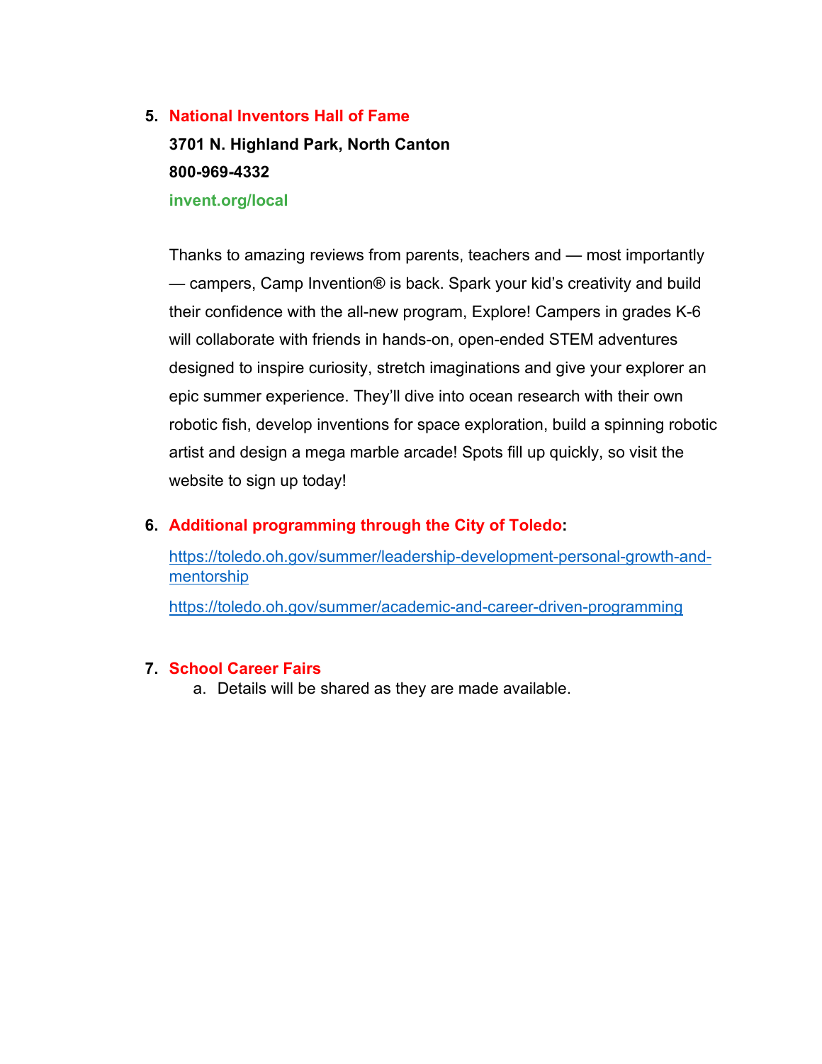5. **National Inventors Hall of Fame**

   **3701 N. Highland Park, North Canton**

   **800-969-4332**

   **invent.org/local**

   Thanks to amazing reviews from parents, teachers and — most importantly — campers, Camp Invention® is back. Spark your kid's creativity and build their confidence with the all-new program, Explore! Campers in grades K-6 will collaborate with friends in hands-on, open-ended STEM adventures designed to inspire curiosity, stretch imaginations and give your explorer an epic summer experience. They'll dive into ocean research with their own robotic fish, develop inventions for space exploration, build a spinning robotic artist and design a mega marble arcade! Spots fill up quickly, so visit the website to sign up today!

6. **Additional programming through the City of Toledo:**

   https://toledo.oh.gov/summer/leadership-development-personal-growth-and-mentorship

   https://toledo.oh.gov/summer/academic-and-career-driven-programming

7. **School Career Fairs**
   a. Details will be shared as they are made available.